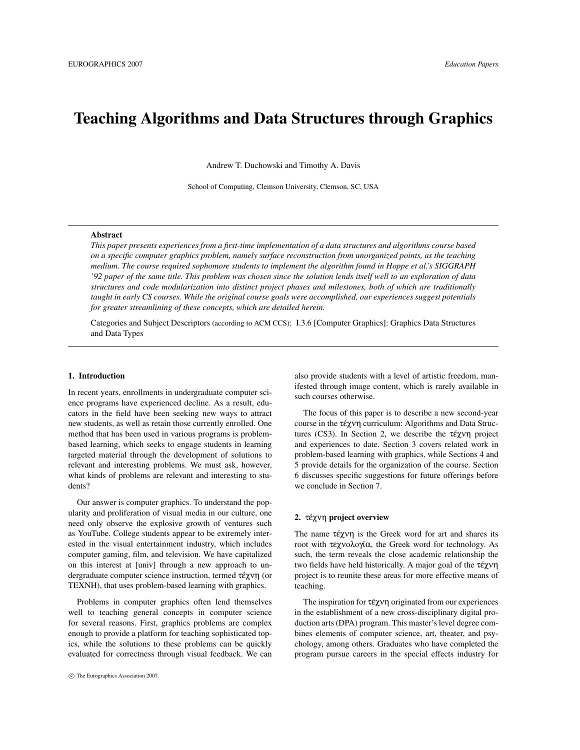# Teaching Algorithms and Data Structures through Graphics

Andrew T. Duchowski and Timothy A. Davis

School of Computing, Clemson University, Clemson, SC, USA

---

**Abstract**

*This paper presents experiences from a first-time implementation of a data structures and algorithms course based on a specific computer graphics problem, namely surface reconstruction from unorganized points, as the teaching medium. The course required sophomore students to implement the algorithm found in Hoppe et al.'s SIGGRAPH '92 paper of the same title. This problem was chosen since the solution lends itself well to an exploration of data structures and code modularization into distinct project phases and milestones, both of which are traditionally taught in early CS courses. While the original course goals were accomplished, our experiences suggest potentials for greater streamlining of these concepts, which are detailed herein.*

Categories and Subject Descriptors (according to ACM CCS): I.3.6 [Computer Graphics]: Graphics Data Structures and Data Types

---

## 1. Introduction

In recent years, enrollments in undergraduate computer science programs have experienced decline. As a result, educators in the field have been seeking new ways to attract new students, as well as retain those currently enrolled. One method that has been used in various programs is problem-based learning, which seeks to engage students in learning targeted material through the development of solutions to relevant and interesting problems. We must ask, however, what kinds of problems are relevant and interesting to students?

Our answer is computer graphics. To understand the popularity and proliferation of visual media in our culture, one need only observe the explosive growth of ventures such as YouTube. College students appear to be extremely interested in the visual entertainment industry, which includes computer gaming, film, and television. We have capitalized on this interest at [univ] through a new approach to undergraduate computer science instruction, termed τέχνη (or TEXNH), that uses problem-based learning with graphics.

Problems in computer graphics often lend themselves well to teaching general concepts in computer science for several reasons. First, graphics problems are complex enough to provide a platform for teaching sophisticated topics, while the solutions to these problems can be quickly evaluated for correctness through visual feedback. We can also provide students with a level of artistic freedom, manifested through image content, which is rarely available in such courses otherwise.

The focus of this paper is to describe a new second-year course in the τέχνη curriculum: Algorithms and Data Structures (CS3). In Section 2, we describe the τέχνη project and experiences to date. Section 3 covers related work in problem-based learning with graphics, while Sections 4 and 5 provide details for the organization of the course. Section 6 discusses specific suggestions for future offerings before we conclude in Section 7.

## 2. τέχνη project overview

The name τέχνη is the Greek word for art and shares its root with τεχνολογία, the Greek word for technology. As such, the term reveals the close academic relationship the two fields have held historically. A major goal of the τέχνη project is to reunite these areas for more effective means of teaching.

The inspiration for τέχνη originated from our experiences in the establishment of a new cross-disciplinary digital production arts (DPA) program. This master's level degree combines elements of computer science, art, theater, and psychology, among others. Graduates who have completed the program pursue careers in the special effects industry for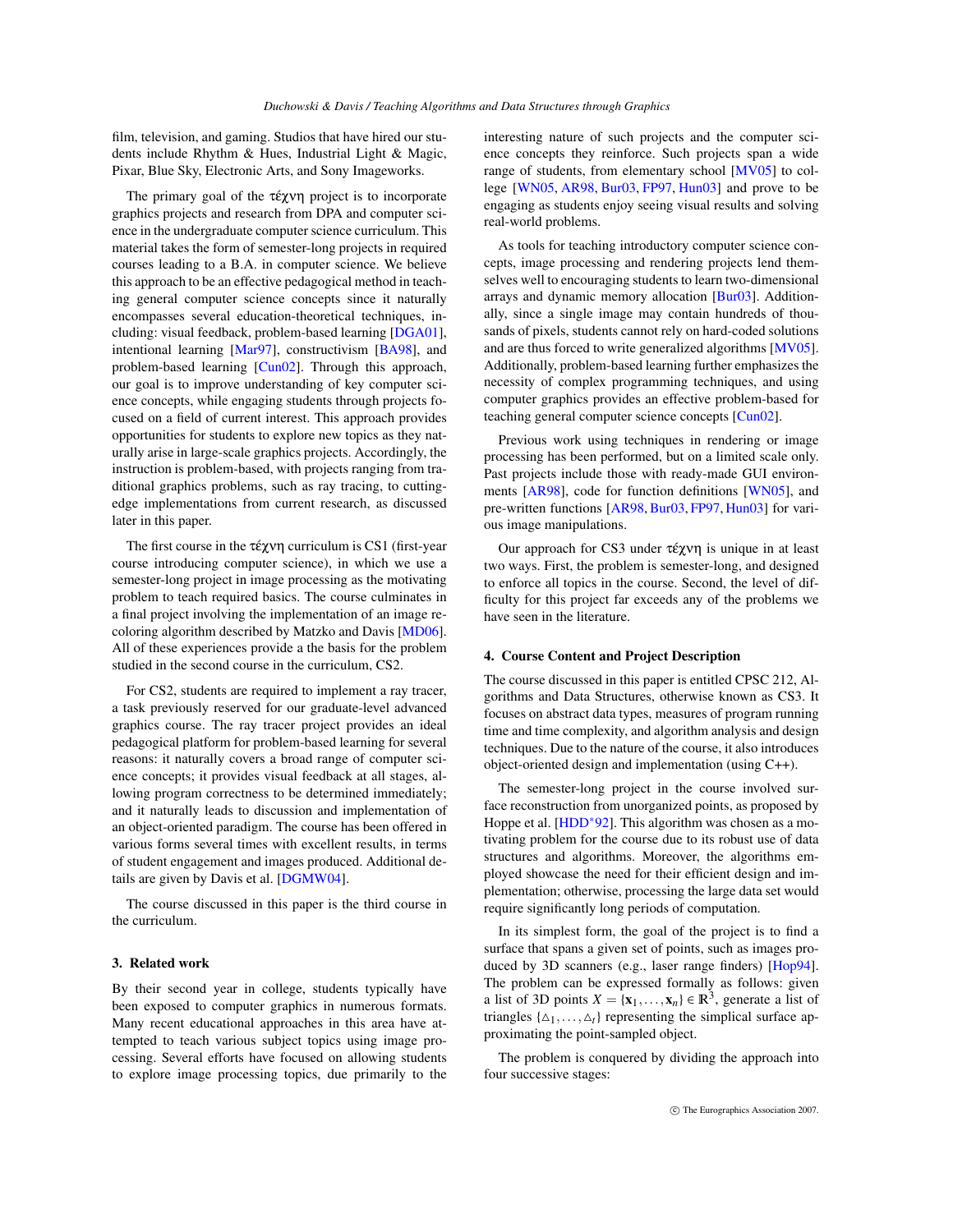film, television, and gaming. Studios that have hired our students include Rhythm & Hues, Industrial Light & Magic, Pixar, Blue Sky, Electronic Arts, and Sony Imageworks.

The primary goal of the τέχνη project is to incorporate graphics projects and research from DPA and computer science in the undergraduate computer science curriculum. This material takes the form of semester-long projects in required courses leading to a B.A. in computer science. We believe this approach to be an effective pedagogical method in teaching general computer science concepts since it naturally encompasses several education-theoretical techniques, including: visual feedback, problem-based learning [DGA01], intentional learning [Mar97], constructivism [BA98], and problem-based learning [Cun02]. Through this approach, our goal is to improve understanding of key computer science concepts, while engaging students through projects focused on a field of current interest. This approach provides opportunities for students to explore new topics as they naturally arise in large-scale graphics projects. Accordingly, the instruction is problem-based, with projects ranging from traditional graphics problems, such as ray tracing, to cutting-edge implementations from current research, as discussed later in this paper.

The first course in the τέχνη curriculum is CS1 (first-year course introducing computer science), in which we use a semester-long project in image processing as the motivating problem to teach required basics. The course culminates in a final project involving the implementation of an image recoloring algorithm described by Matzko and Davis [MD06]. All of these experiences provide a the basis for the problem studied in the second course in the curriculum, CS2.

For CS2, students are required to implement a ray tracer, a task previously reserved for our graduate-level advanced graphics course. The ray tracer project provides an ideal pedagogical platform for problem-based learning for several reasons: it naturally covers a broad range of computer science concepts; it provides visual feedback at all stages, allowing program correctness to be determined immediately; and it naturally leads to discussion and implementation of an object-oriented paradigm. The course has been offered in various forms several times with excellent results, in terms of student engagement and images produced. Additional details are given by Davis et al. [DGMW04].

The course discussed in this paper is the third course in the curriculum.

## 3. Related work

By their second year in college, students typically have been exposed to computer graphics in numerous formats. Many recent educational approaches in this area have attempted to teach various subject topics using image processing. Several efforts have focused on allowing students to explore image processing topics, due primarily to the interesting nature of such projects and the computer science concepts they reinforce. Such projects span a wide range of students, from elementary school [MV05] to college [WN05, AR98, Bur03, FP97, Hun03] and prove to be engaging as students enjoy seeing visual results and solving real-world problems.

As tools for teaching introductory computer science concepts, image processing and rendering projects lend themselves well to encouraging students to learn two-dimensional arrays and dynamic memory allocation [Bur03]. Additionally, since a single image may contain hundreds of thousands of pixels, students cannot rely on hard-coded solutions and are thus forced to write generalized algorithms [MV05]. Additionally, problem-based learning further emphasizes the necessity of complex programming techniques, and using computer graphics provides an effective problem-based for teaching general computer science concepts [Cun02].

Previous work using techniques in rendering or image processing has been performed, but on a limited scale only. Past projects include those with ready-made GUI environments [AR98], code for function definitions [WN05], and pre-written functions [AR98, Bur03, FP97, Hun03] for various image manipulations.

Our approach for CS3 under τέχνη is unique in at least two ways. First, the problem is semester-long, and designed to enforce all topics in the course. Second, the level of difficulty for this project far exceeds any of the problems we have seen in the literature.

## 4. Course Content and Project Description

The course discussed in this paper is entitled CPSC 212, Algorithms and Data Structures, otherwise known as CS3. It focuses on abstract data types, measures of program running time and time complexity, and algorithm analysis and design techniques. Due to the nature of the course, it also introduces object-oriented design and implementation (using C++).

The semester-long project in the course involved surface reconstruction from unorganized points, as proposed by Hoppe et al. [HDD*92]. This algorithm was chosen as a motivating problem for the course due to its robust use of data structures and algorithms. Moreover, the algorithms employed showcase the need for their efficient design and implementation; otherwise, processing the large data set would require significantly long periods of computation.

In its simplest form, the goal of the project is to find a surface that spans a given set of points, such as images produced by 3D scanners (e.g., laser range finders) [Hop94]. The problem can be expressed formally as follows: given a list of 3D points $X = \{\mathbf{x}_1, \ldots, \mathbf{x}_n\} \in \mathbb{R}^3$, generate a list of triangles $\{\triangle_1, \ldots, \triangle_t\}$ representing the simplical surface approximating the point-sampled object.

The problem is conquered by dividing the approach into four successive stages: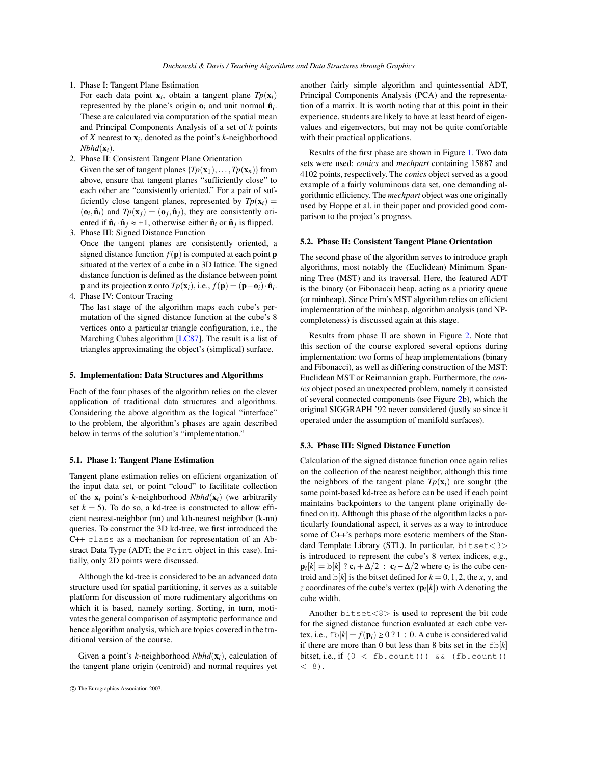1. Phase I: Tangent Plane Estimation
   For each data point $\mathbf{x}_i$, obtain a tangent plane $Tp(\mathbf{x}_i)$ represented by the plane's origin $\mathbf{o}_i$ and unit normal $\hat{\mathbf{n}}_i$. These are calculated via computation of the spatial mean and Principal Components Analysis of a set of $k$ points of $X$ nearest to $\mathbf{x}_i$, denoted as the point's $k$-neighborhood $Nbhd(\mathbf{x}_i)$.
2. Phase II: Consistent Tangent Plane Orientation
   Given the set of tangent planes $\{Tp(\mathbf{x}_1), \ldots, Tp(\mathbf{x}_n)\}$ from above, ensure that tangent planes "sufficiently close" to each other are "consistently oriented." For a pair of sufficiently close tangent planes, represented by $Tp(\mathbf{x}_i) = (\mathbf{o}_i, \hat{\mathbf{n}}_i)$ and $Tp(\mathbf{x}_j) = (\mathbf{o}_j, \hat{\mathbf{n}}_j)$, they are consistently oriented if $\hat{\mathbf{n}}_i \cdot \hat{\mathbf{n}}_j \approx \pm 1$, otherwise either $\hat{\mathbf{n}}_i$ or $\hat{\mathbf{n}}_j$ is flipped.
3. Phase III: Signed Distance Function
   Once the tangent planes are consistently oriented, a signed distance function $f(\mathbf{p})$ is computed at each point $\mathbf{p}$ situated at the vertex of a cube in a 3D lattice. The signed distance function is defined as the distance between point $\mathbf{p}$ and its projection $\mathbf{z}$ onto $Tp(\mathbf{x}_i)$, i.e., $f(\mathbf{p}) = (\mathbf{p} - \mathbf{o}_i) \cdot \hat{\mathbf{n}}_i$.
4. Phase IV: Contour Tracing
   The last stage of the algorithm maps each cube's permutation of the signed distance function at the cube's 8 vertices onto a particular triangle configuration, i.e., the Marching Cubes algorithm [LC87]. The result is a list of triangles approximating the object's (simplical) surface.

## 5. Implementation: Data Structures and Algorithms

Each of the four phases of the algorithm relies on the clever application of traditional data structures and algorithms. Considering the above algorithm as the logical "interface" to the problem, the algorithm's phases are again described below in terms of the solution's "implementation."

### 5.1. Phase I: Tangent Plane Estimation

Tangent plane estimation relies on efficient organization of the input data set, or point "cloud" to facilitate collection of the $\mathbf{x}_i$ point's $k$-neighborhood $Nbhd(\mathbf{x}_i)$ (we arbitrarily set $k = 5$). To do so, a kd-tree is constructed to allow efficient nearest-neighbor (nn) and kth-nearest neighbor (k-nn) queries. To construct the 3D kd-tree, we first introduced the C++ `class` as a mechanism for representation of an Abstract Data Type (ADT; the `Point` object in this case). Initially, only 2D points were discussed.

Although the kd-tree is considered to be an advanced data structure used for spatial partitioning, it serves as a suitable platform for discussion of more rudimentary algorithms on which it is based, namely sorting. Sorting, in turn, motivates the general comparison of asymptotic performance and hence algorithm analysis, which are topics covered in the traditional version of the course.

Given a point's $k$-neighborhood $Nbhd(\mathbf{x}_i)$, calculation of the tangent plane origin (centroid) and normal requires yet another fairly simple algorithm and quintessential ADT, Principal Components Analysis (PCA) and the representation of a matrix. It is worth noting that at this point in their experience, students are likely to have at least heard of eigenvalues and eigenvectors, but may not be quite comfortable with their practical applications.

Results of the first phase are shown in Figure 1. Two data sets were used: *conics* and *mechpart* containing 15887 and 4102 points, respectively. The *conics* object served as a good example of a fairly voluminous data set, one demanding algorithmic efficiency. The *mechpart* object was one originally used by Hoppe et al. in their paper and provided good comparison to the project's progress.

### 5.2. Phase II: Consistent Tangent Plane Orientation

The second phase of the algorithm serves to introduce graph algorithms, most notably the (Euclidean) Minimum Spanning Tree (MST) and its traversal. Here, the featured ADT is the binary (or Fibonacci) heap, acting as a priority queue (or minheap). Since Prim's MST algorithm relies on efficient implementation of the minheap, algorithm analysis (and NP-completeness) is discussed again at this stage.

Results from phase II are shown in Figure 2. Note that this section of the course explored several options during implementation: two forms of heap implementations (binary and Fibonacci), as well as differing construction of the MST: Euclidean MST or Reimannian graph. Furthermore, the *conics* object posed an unexpected problem, namely it consisted of several connected components (see Figure 2b), which the original SIGGRAPH '92 never considered (justly so since it operated under the assumption of manifold surfaces).

### 5.3. Phase III: Signed Distance Function

Calculation of the signed distance function once again relies on the collection of the nearest neighbor, although this time the neighbors of the tangent plane $Tp(\mathbf{x}_i)$ are sought (the same point-based kd-tree as before can be used if each point maintains backpointers to the tangent plane originally defined on it). Although this phase of the algorithm lacks a particularly foundational aspect, it serves as a way to introduce some of C++'s perhaps more esoteric members of the Standard Template Library (STL). In particular, `bitset<3>` is introduced to represent the cube's 8 vertex indices, e.g., $\mathbf{p}_i[k] = \mathtt{b}[k] \ ? \ \mathbf{c}_i + \Delta/2 \ : \ \mathbf{c}_i - \Delta/2$ where $\mathbf{c}_i$ is the cube centroid and $\mathtt{b}[k]$ is the bitset defined for $k = 0, 1, 2$, the $x$, $y$, and $z$ coordinates of the cube's vertex ($\mathbf{p}_i[k]$) with $\Delta$ denoting the cube width.

Another `bitset<8>` is used to represent the bit code for the signed distance function evaluated at each cube vertex, i.e., $\mathtt{fb}[k] = f(\mathbf{p}_i) \geq 0 \ ? \ 1 \ : \ 0$. A cube is considered valid if there are more than 0 but less than 8 bits set in the $\mathtt{fb}[k]$ bitset, i.e., if `(0 < fb.count()) && (fb.count() < 8)`.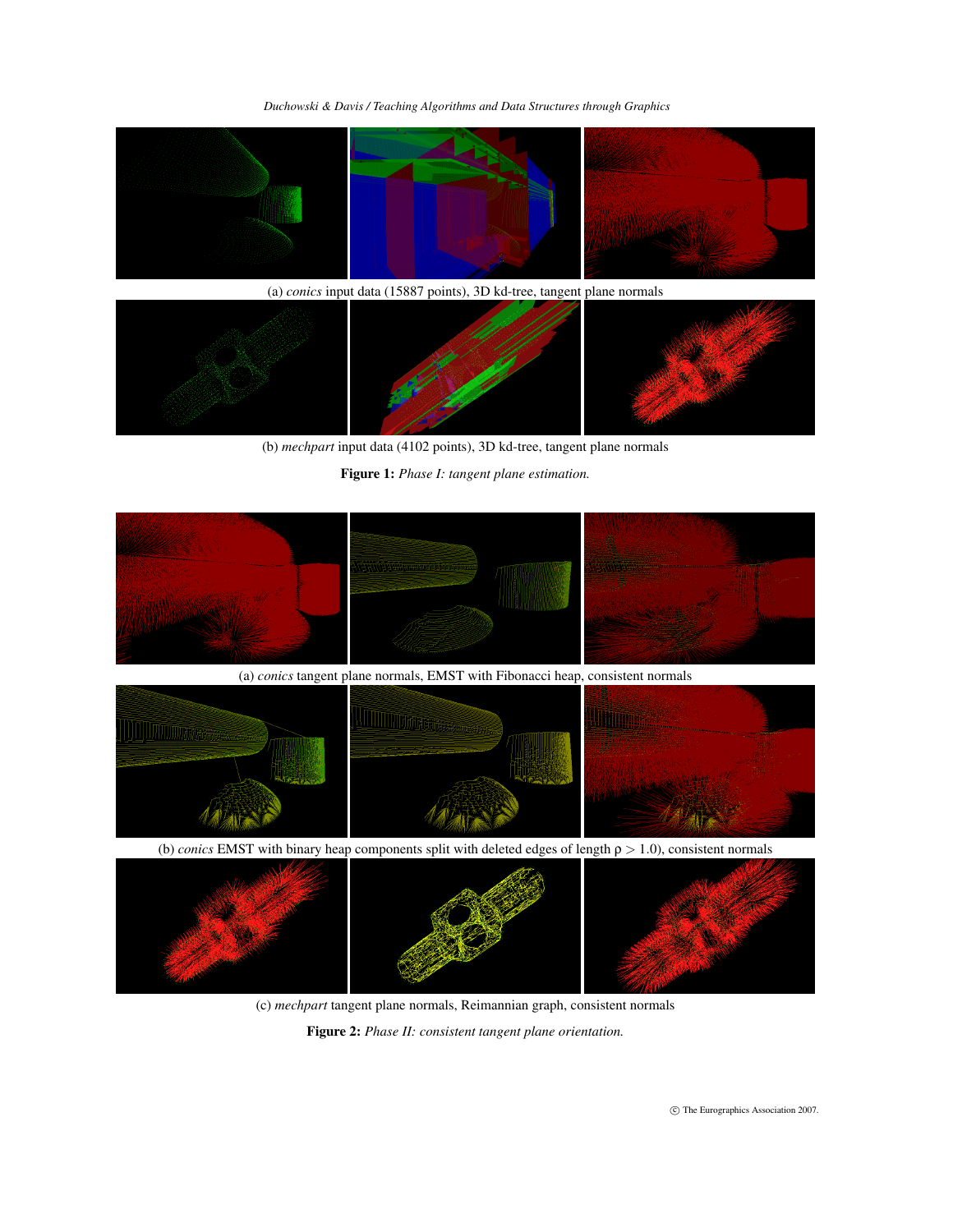(a) *conics* input data (15887 points), 3D kd-tree, tangent plane normals

(b) *mechpart* input data (4102 points), 3D kd-tree, tangent plane normals

**Figure 1:** *Phase I: tangent plane estimation.*

(a) *conics* tangent plane normals, EMST with Fibonacci heap, consistent normals

(b) *conics* EMST with binary heap components split with deleted edges of length $\rho > 1.0$), consistent normals

(c) *mechpart* tangent plane normals, Reimannian graph, consistent normals

**Figure 2:** *Phase II: consistent tangent plane orientation.*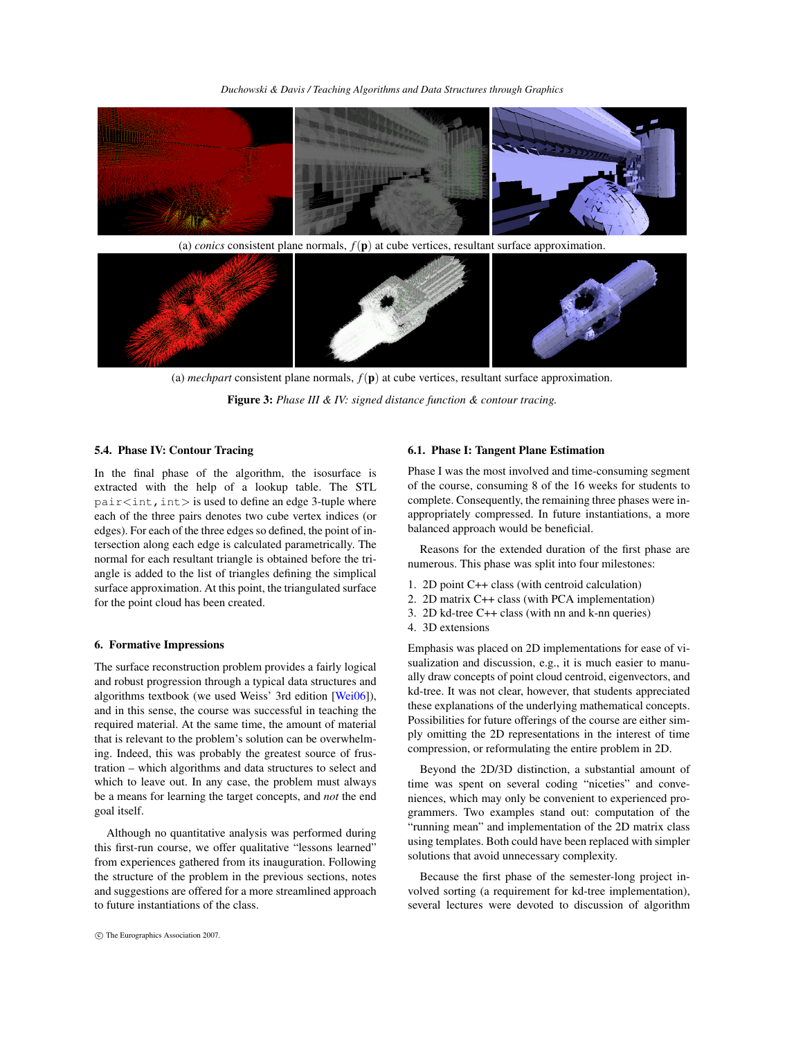(a) *conics* consistent plane normals, $f(\mathbf{p})$ at cube vertices, resultant surface approximation.

(a) *mechpart* consistent plane normals, $f(\mathbf{p})$ at cube vertices, resultant surface approximation.

**Figure 3:** *Phase III & IV: signed distance function & contour tracing.*

### 5.4. Phase IV: Contour Tracing

In the final phase of the algorithm, the isosurface is extracted with the help of a lookup table. The STL `pair<int,int>` is used to define an edge 3-tuple where each of the three pairs denotes two cube vertex indices (or edges). For each of the three edges so defined, the point of intersection along each edge is calculated parametrically. The normal for each resultant triangle is obtained before the triangle is added to the list of triangles defining the simplical surface approximation. At this point, the triangulated surface for the point cloud has been created.

## 6. Formative Impressions

The surface reconstruction problem provides a fairly logical and robust progression through a typical data structures and algorithms textbook (we used Weiss' 3rd edition [Wei06]), and in this sense, the course was successful in teaching the required material. At the same time, the amount of material that is relevant to the problem's solution can be overwhelming. Indeed, this was probably the greatest source of frustration – which algorithms and data structures to select and which to leave out. In any case, the problem must always be a means for learning the target concepts, and *not* the end goal itself.

Although no quantitative analysis was performed during this first-run course, we offer qualitative "lessons learned" from experiences gathered from its inauguration. Following the structure of the problem in the previous sections, notes and suggestions are offered for a more streamlined approach to future instantiations of the class.

### 6.1. Phase I: Tangent Plane Estimation

Phase I was the most involved and time-consuming segment of the course, consuming 8 of the 16 weeks for students to complete. Consequently, the remaining three phases were inappropriately compressed. In future instantiations, a more balanced approach would be beneficial.

Reasons for the extended duration of the first phase are numerous. This phase was split into four milestones:

1. 2D point C++ class (with centroid calculation)
2. 2D matrix C++ class (with PCA implementation)
3. 2D kd-tree C++ class (with nn and k-nn queries)
4. 3D extensions

Emphasis was placed on 2D implementations for ease of visualization and discussion, e.g., it is much easier to manually draw concepts of point cloud centroid, eigenvectors, and kd-tree. It was not clear, however, that students appreciated these explanations of the underlying mathematical concepts. Possibilities for future offerings of the course are either simply omitting the 2D representations in the interest of time compression, or reformulating the entire problem in 2D.

Beyond the 2D/3D distinction, a substantial amount of time was spent on several coding "niceties" and conveniences, which may only be convenient to experienced programmers. Two examples stand out: computation of the "running mean" and implementation of the 2D matrix class using templates. Both could have been replaced with simpler solutions that avoid unnecessary complexity.

Because the first phase of the semester-long project involved sorting (a requirement for kd-tree implementation), several lectures were devoted to discussion of algorithm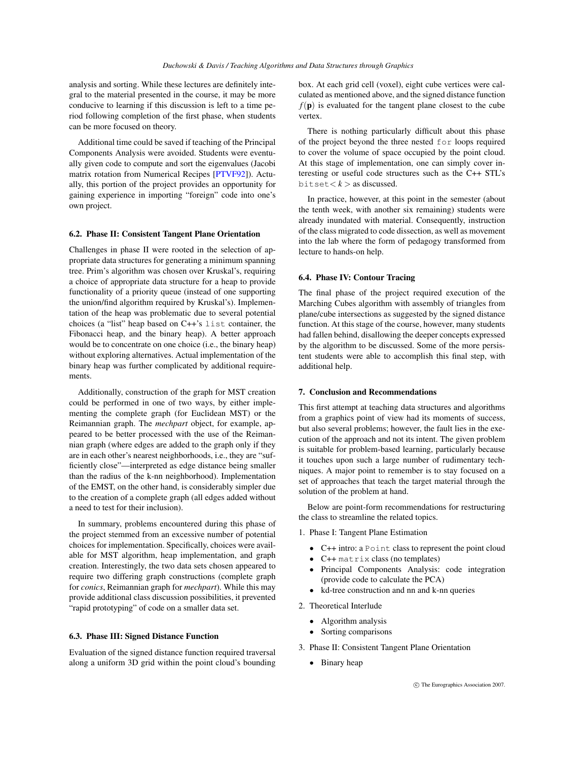analysis and sorting. While these lectures are definitely integral to the material presented in the course, it may be more conducive to learning if this discussion is left to a time period following completion of the first phase, when students can be more focused on theory.

Additional time could be saved if teaching of the Principal Components Analysis were avoided. Students were eventually given code to compute and sort the eigenvalues (Jacobi matrix rotation from Numerical Recipes [PTVF92]). Actually, this portion of the project provides an opportunity for gaining experience in importing "foreign" code into one's own project.

### 6.2. Phase II: Consistent Tangent Plane Orientation

Challenges in phase II were rooted in the selection of appropriate data structures for generating a minimum spanning tree. Prim's algorithm was chosen over Kruskal's, requiring a choice of appropriate data structure for a heap to provide functionality of a priority queue (instead of one supporting the union/find algorithm required by Kruskal's). Implementation of the heap was problematic due to several potential choices (a "list" heap based on C++'s `list` container, the Fibonacci heap, and the binary heap). A better approach would be to concentrate on one choice (i.e., the binary heap) without exploring alternatives. Actual implementation of the binary heap was further complicated by additional requirements.

Additionally, construction of the graph for MST creation could be performed in one of two ways, by either implementing the complete graph (for Euclidean MST) or the Reimannian graph. The *mechpart* object, for example, appeared to be better processed with the use of the Reimannian graph (where edges are added to the graph only if they are in each other's nearest neighborhoods, i.e., they are "sufficiently close"—interpreted as edge distance being smaller than the radius of the k-nn neighborhood). Implementation of the EMST, on the other hand, is considerably simpler due to the creation of a complete graph (all edges added without a need to test for their inclusion).

In summary, problems encountered during this phase of the project stemmed from an excessive number of potential choices for implementation. Specifically, choices were available for MST algorithm, heap implementation, and graph creation. Interestingly, the two data sets chosen appeared to require two differing graph constructions (complete graph for *conics*, Reimannian graph for *mechpart*). While this may provide additional class discussion possibilities, it prevented "rapid prototyping" of code on a smaller data set.

### 6.3. Phase III: Signed Distance Function

Evaluation of the signed distance function required traversal along a uniform 3D grid within the point cloud's bounding box. At each grid cell (voxel), eight cube vertices were calculated as mentioned above, and the signed distance function $f(\mathbf{p})$ is evaluated for the tangent plane closest to the cube vertex.

There is nothing particularly difficult about this phase of the project beyond the three nested `for` loops required to cover the volume of space occupied by the point cloud. At this stage of implementation, one can simply cover interesting or useful code structures such as the C++ STL's `bitset`$<k>$ as discussed.

In practice, however, at this point in the semester (about the tenth week, with another six remaining) students were already inundated with material. Consequently, instruction of the class migrated to code dissection, as well as movement into the lab where the form of pedagogy transformed from lecture to hands-on help.

### 6.4. Phase IV: Contour Tracing

The final phase of the project required execution of the Marching Cubes algorithm with assembly of triangles from plane/cube intersections as suggested by the signed distance function. At this stage of the course, however, many students had fallen behind, disallowing the deeper concepts expressed by the algorithm to be discussed. Some of the more persistent students were able to accomplish this final step, with additional help.

## 7. Conclusion and Recommendations

This first attempt at teaching data structures and algorithms from a graphics point of view had its moments of success, but also several problems; however, the fault lies in the execution of the approach and not its intent. The given problem is suitable for problem-based learning, particularly because it touches upon such a large number of rudimentary techniques. A major point to remember is to stay focused on a set of approaches that teach the target material through the solution of the problem at hand.

Below are point-form recommendations for restructuring the class to streamline the related topics.

1. Phase I: Tangent Plane Estimation
   - C++ intro: a `Point` class to represent the point cloud
   - C++ `matrix` class (no templates)
   - Principal Components Analysis: code integration (provide code to calculate the PCA)
   - kd-tree construction and nn and k-nn queries
2. Theoretical Interlude
   - Algorithm analysis
   - Sorting comparisons
3. Phase II: Consistent Tangent Plane Orientation
   - Binary heap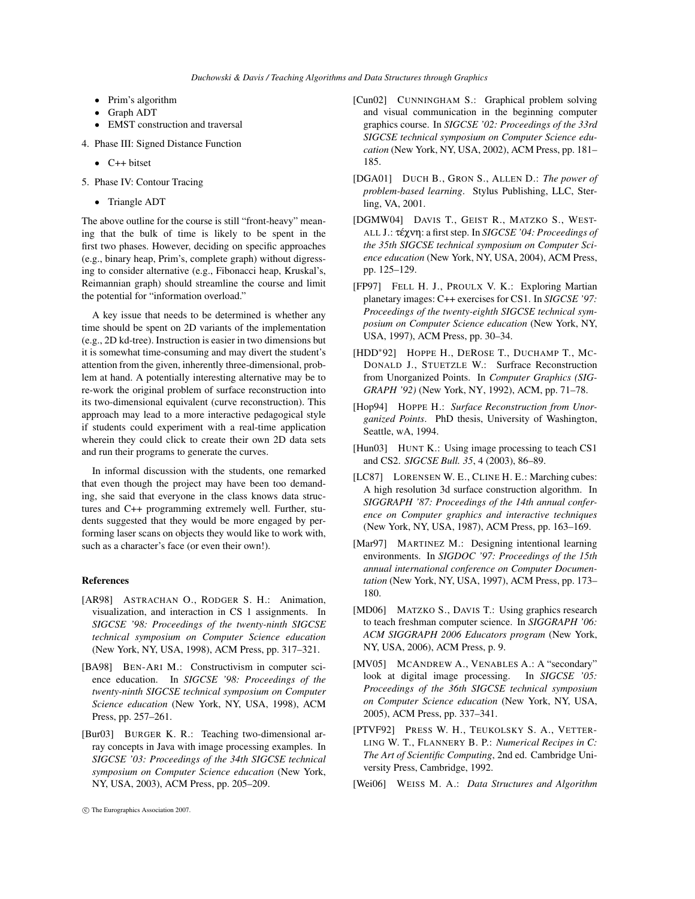- Prim's algorithm
- Graph ADT
- EMST construction and traversal

4. Phase III: Signed Distance Function

   - C++ bitset

5. Phase IV: Contour Tracing

   - Triangle ADT

The above outline for the course is still "front-heavy" meaning that the bulk of time is likely to be spent in the first two phases. However, deciding on specific approaches (e.g., binary heap, Prim's, complete graph) without digressing to consider alternative (e.g., Fibonacci heap, Kruskal's, Reimannian graph) should streamline the course and limit the potential for "information overload."

A key issue that needs to be determined is whether any time should be spent on 2D variants of the implementation (e.g., 2D kd-tree). Instruction is easier in two dimensions but it is somewhat time-consuming and may divert the student's attention from the given, inherently three-dimensional, problem at hand. A potentially interesting alternative may be to re-work the original problem of surface reconstruction into its two-dimensional equivalent (curve reconstruction). This approach may lead to a more interactive pedagogical style if students could experiment with a real-time application wherein they could click to create their own 2D data sets and run their programs to generate the curves.

In informal discussion with the students, one remarked that even though the project may have been too demanding, she said that everyone in the class knows data structures and C++ programming extremely well. Further, students suggested that they would be more engaged by performing laser scans on objects they would like to work with, such as a character's face (or even their own!).

## References

[AR98] ASTRACHAN O., RODGER S. H.: Animation, visualization, and interaction in CS 1 assignments. In *SIGCSE '98: Proceedings of the twenty-ninth SIGCSE technical symposium on Computer Science education* (New York, NY, USA, 1998), ACM Press, pp. 317–321.

[BA98] BEN-ARI M.: Constructivism in computer science education. In *SIGCSE '98: Proceedings of the twenty-ninth SIGCSE technical symposium on Computer Science education* (New York, NY, USA, 1998), ACM Press, pp. 257–261.

[Bur03] BURGER K. R.: Teaching two-dimensional array concepts in Java with image processing examples. In *SIGCSE '03: Proceedings of the 34th SIGCSE technical symposium on Computer Science education* (New York, NY, USA, 2003), ACM Press, pp. 205–209.

[Cun02] CUNNINGHAM S.: Graphical problem solving and visual communication in the beginning computer graphics course. In *SIGCSE '02: Proceedings of the 33rd SIGCSE technical symposium on Computer Science education* (New York, NY, USA, 2002), ACM Press, pp. 181–185.

[DGA01] DUCH B., GRON S., ALLEN D.: *The power of problem-based learning*. Stylus Publishing, LLC, Sterling, VA, 2001.

[DGMW04] DAVIS T., GEIST R., MATZKO S., WESTALL J.: τέχνη: a first step. In *SIGCSE '04: Proceedings of the 35th SIGCSE technical symposium on Computer Science education* (New York, NY, USA, 2004), ACM Press, pp. 125–129.

[FP97] FELL H. J., PROULX V. K.: Exploring Martian planetary images: C++ exercises for CS1. In *SIGCSE '97: Proceedings of the twenty-eighth SIGCSE technical symposium on Computer Science education* (New York, NY, USA, 1997), ACM Press, pp. 30–34.

[HDD*92] HOPPE H., DEROSE T., DUCHAMP T., MCDONALD J., STUETZLE W.: Surfrace Reconstruction from Unorganized Points. In *Computer Graphics (SIGGRAPH '92)* (New York, NY, 1992), ACM, pp. 71–78.

[Hop94] HOPPE H.: *Surface Reconstruction from Unorganized Points*. PhD thesis, University of Washington, Seattle, wA, 1994.

[Hun03] HUNT K.: Using image processing to teach CS1 and CS2. *SIGCSE Bull. 35*, 4 (2003), 86–89.

[LC87] LORENSEN W. E., CLINE H. E.: Marching cubes: A high resolution 3d surface construction algorithm. In *SIGGRAPH '87: Proceedings of the 14th annual conference on Computer graphics and interactive techniques* (New York, NY, USA, 1987), ACM Press, pp. 163–169.

[Mar97] MARTINEZ M.: Designing intentional learning environments. In *SIGDOC '97: Proceedings of the 15th annual international conference on Computer Documentation* (New York, NY, USA, 1997), ACM Press, pp. 173–180.

[MD06] MATZKO S., DAVIS T.: Using graphics research to teach freshman computer science. In *SIGGRAPH '06: ACM SIGGRAPH 2006 Educators program* (New York, NY, USA, 2006), ACM Press, p. 9.

[MV05] MCANDREW A., VENABLES A.: A "secondary" look at digital image processing. In *SIGCSE '05: Proceedings of the 36th SIGCSE technical symposium on Computer Science education* (New York, NY, USA, 2005), ACM Press, pp. 337–341.

[PTVF92] PRESS W. H., TEUKOLSKY S. A., VETTERLING W. T., FLANNERY B. P.: *Numerical Recipes in C: The Art of Scientific Computing*, 2nd ed. Cambridge University Press, Cambridge, 1992.

[Wei06] WEISS M. A.: *Data Structures and Algorithm*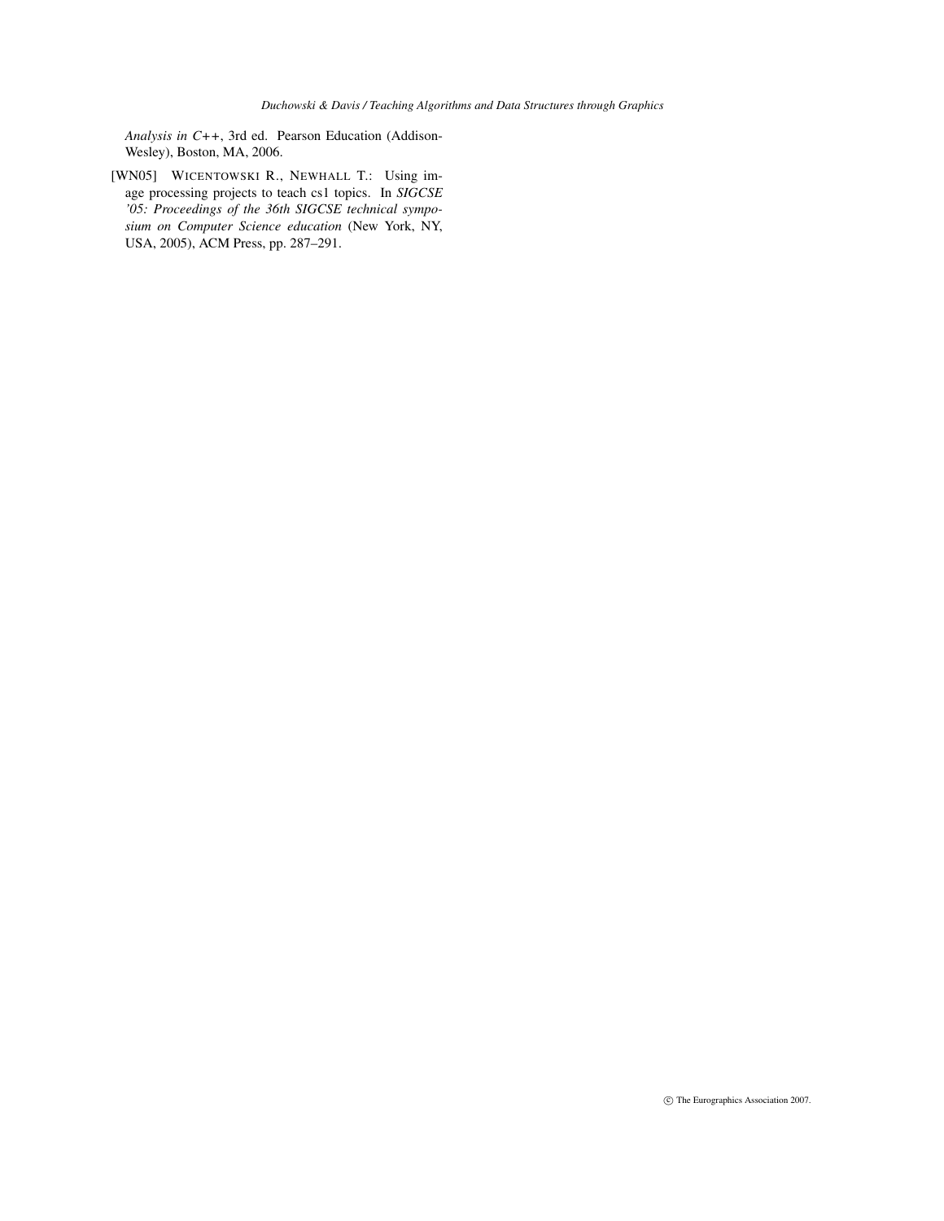*Analysis in C++*, 3rd ed. Pearson Education (Addison-Wesley), Boston, MA, 2006.

[WN05] WICENTOWSKI R., NEWHALL T.: Using image processing projects to teach cs1 topics. In *SIGCSE '05: Proceedings of the 36th SIGCSE technical symposium on Computer Science education* (New York, NY, USA, 2005), ACM Press, pp. 287–291.